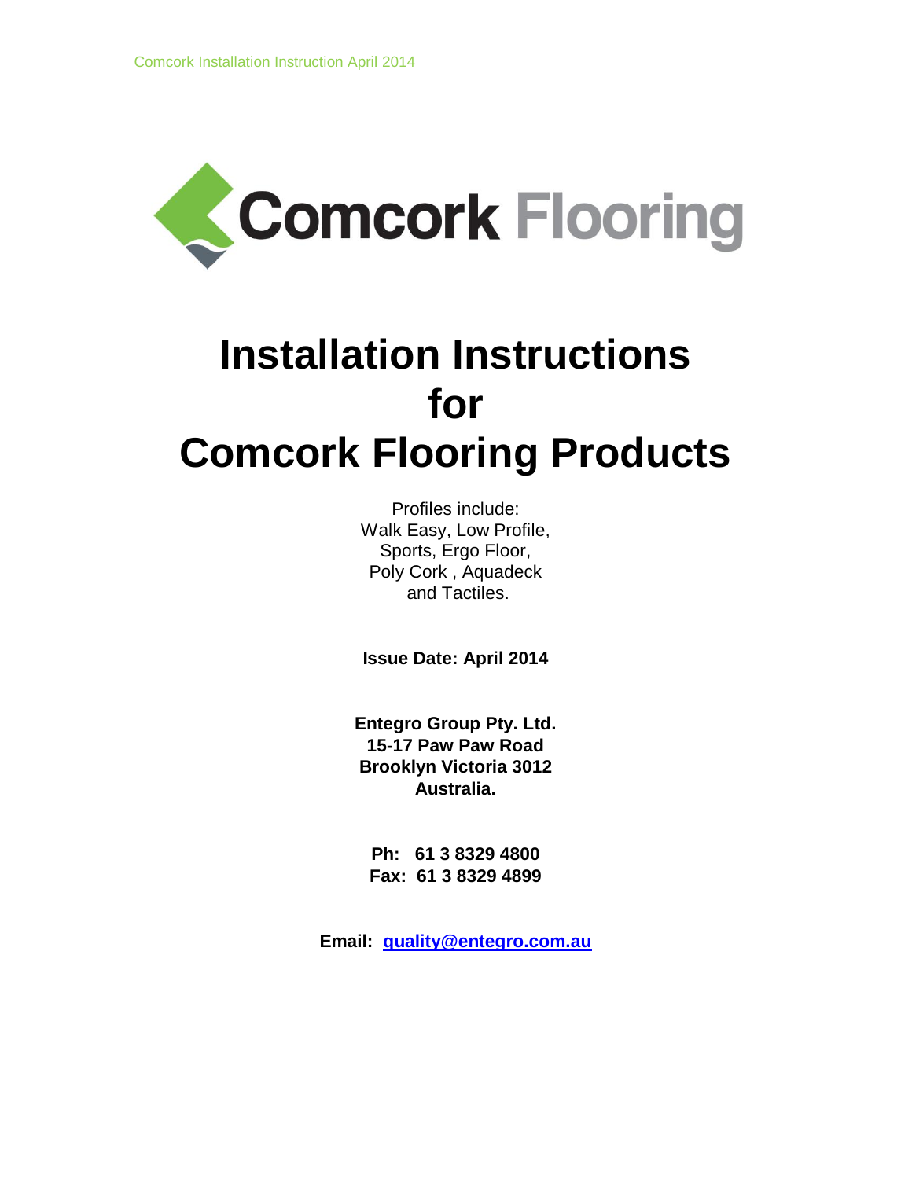Comcork Flooring

# Installation Instructions for Comcork Flooring Products

Profiles include:
Walk Easy, Low Profile,
Sports, Ergo Floor,
Poly Cork , Aquadeck
and Tactiles.

**Issue Date: April 2014**

**Entegro Group Pty. Ltd.**
**15-17 Paw Paw Road**
**Brooklyn Victoria 3012**
**Australia.**

**Ph: 61 3 8329 4800**
**Fax: 61 3 8329 4899**

**Email: quality@entegro.com.au**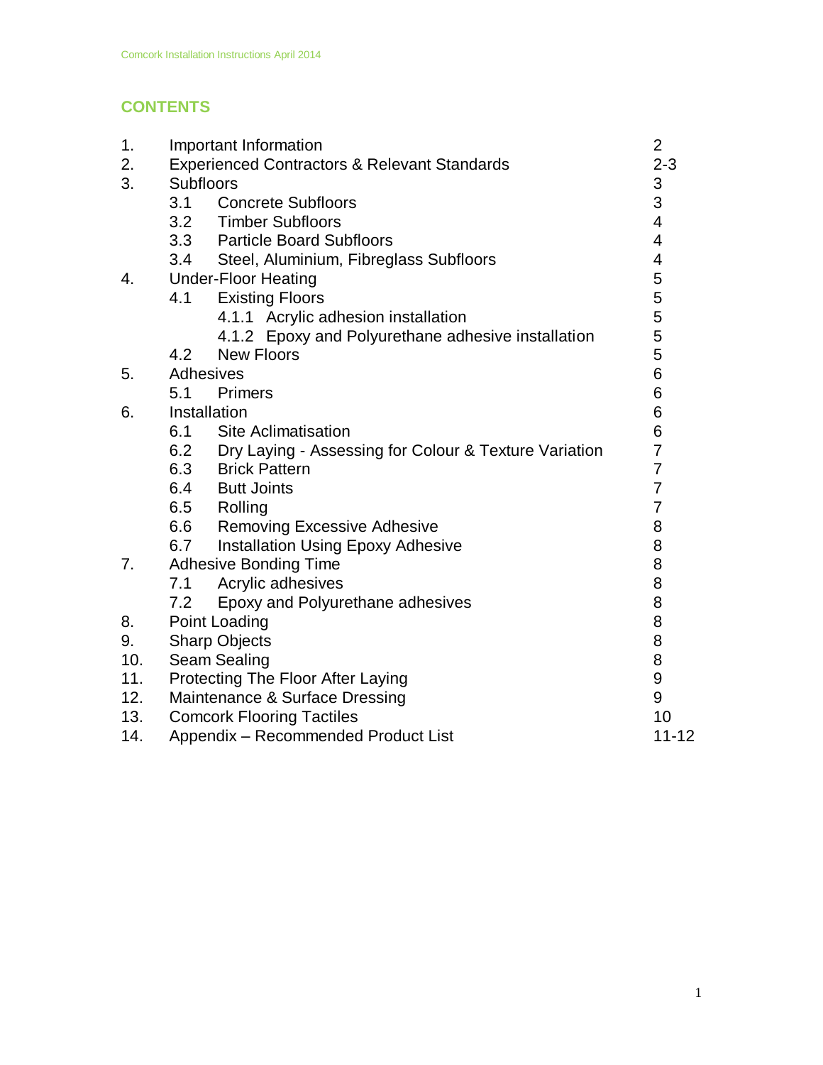## CONTENTS

| | | |
|---|---|---|
| 1. | Important Information | 2 |
| 2. | Experienced Contractors & Relevant Standards | 2-3 |
| 3. | Subfloors | 3 |
| | 3.1 Concrete Subfloors | 3 |
| | 3.2 Timber Subfloors | 4 |
| | 3.3 Particle Board Subfloors | 4 |
| | 3.4 Steel, Aluminium, Fibreglass Subfloors | 4 |
| 4. | Under-Floor Heating | 5 |
| | 4.1 Existing Floors | 5 |
| | 4.1.1 Acrylic adhesion installation | 5 |
| | 4.1.2 Epoxy and Polyurethane adhesive installation | 5 |
| | 4.2 New Floors | 5 |
| 5. | Adhesives | 6 |
| | 5.1 Primers | 6 |
| 6. | Installation | 6 |
| | 6.1 Site Aclimatisation | 6 |
| | 6.2 Dry Laying - Assessing for Colour & Texture Variation | 7 |
| | 6.3 Brick Pattern | 7 |
| | 6.4 Butt Joints | 7 |
| | 6.5 Rolling | 7 |
| | 6.6 Removing Excessive Adhesive | 8 |
| | 6.7 Installation Using Epoxy Adhesive | 8 |
| 7. | Adhesive Bonding Time | 8 |
| | 7.1 Acrylic adhesives | 8 |
| | 7.2 Epoxy and Polyurethane adhesives | 8 |
| 8. | Point Loading | 8 |
| 9. | Sharp Objects | 8 |
| 10. | Seam Sealing | 8 |
| 11. | Protecting The Floor After Laying | 9 |
| 12. | Maintenance & Surface Dressing | 9 |
| 13. | Comcork Flooring Tactiles | 10 |
| 14. | Appendix – Recommended Product List | 11-12 |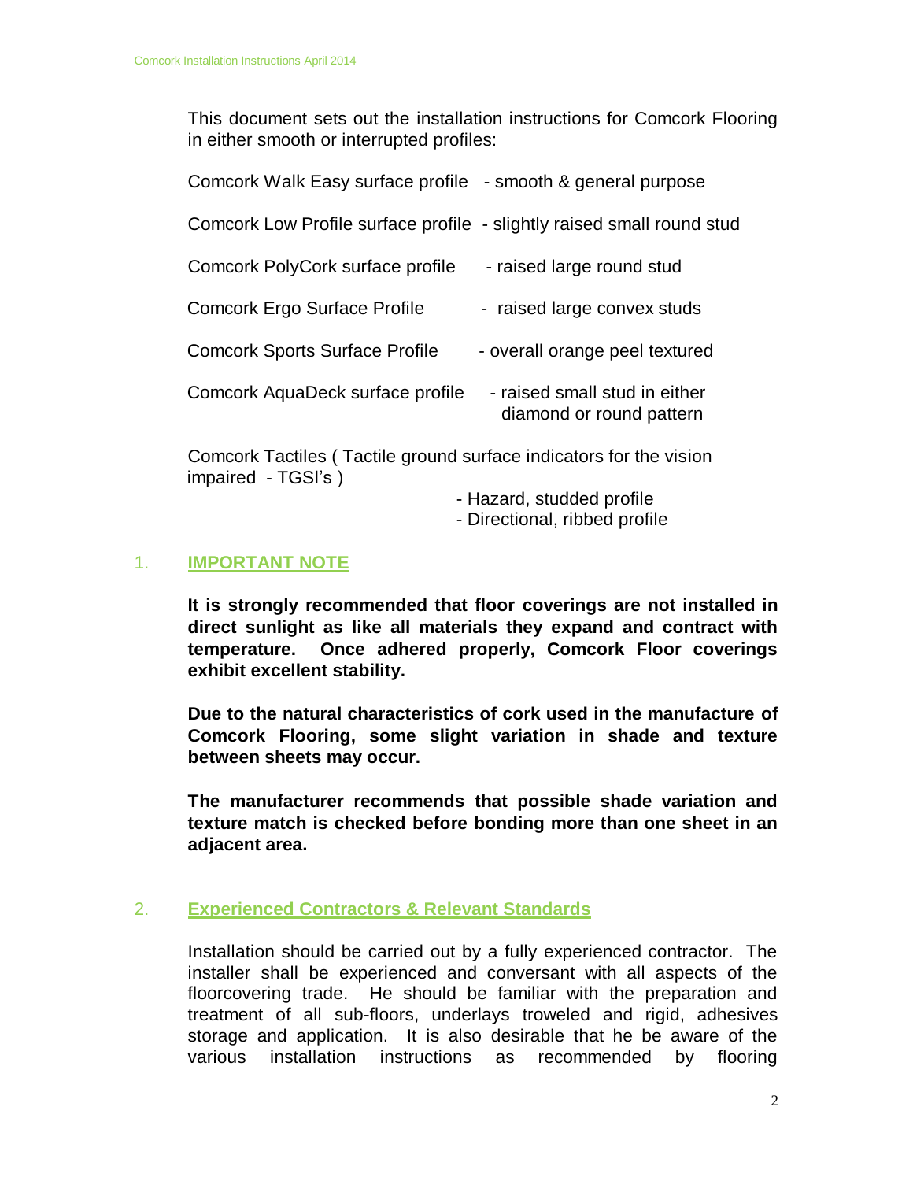This document sets out the installation instructions for Comcork Flooring in either smooth or interrupted profiles:

| | |
|---|---|
| Comcork Walk Easy surface profile | - smooth & general purpose |
| Comcork Low Profile surface profile | - slightly raised small round stud |
| Comcork PolyCork surface profile | - raised large round stud |
| Comcork Ergo Surface Profile | - raised large convex studs |
| Comcork Sports Surface Profile | - overall orange peel textured |
| Comcork AquaDeck surface profile | - raised small stud in either diamond or round pattern |

Comcork Tactiles ( Tactile ground surface indicators for the vision impaired - TGSI's )

- Hazard, studded profile
- Directional, ribbed profile

## 1. IMPORTANT NOTE

**It is strongly recommended that floor coverings are not installed in direct sunlight as like all materials they expand and contract with temperature. Once adhered properly, Comcork Floor coverings exhibit excellent stability.**

**Due to the natural characteristics of cork used in the manufacture of Comcork Flooring, some slight variation in shade and texture between sheets may occur.**

**The manufacturer recommends that possible shade variation and texture match is checked before bonding more than one sheet in an adjacent area.**

## 2. Experienced Contractors & Relevant Standards

Installation should be carried out by a fully experienced contractor. The installer shall be experienced and conversant with all aspects of the floorcovering trade. He should be familiar with the preparation and treatment of all sub-floors, underlays troweled and rigid, adhesives storage and application. It is also desirable that he be aware of the various installation instructions as recommended by flooring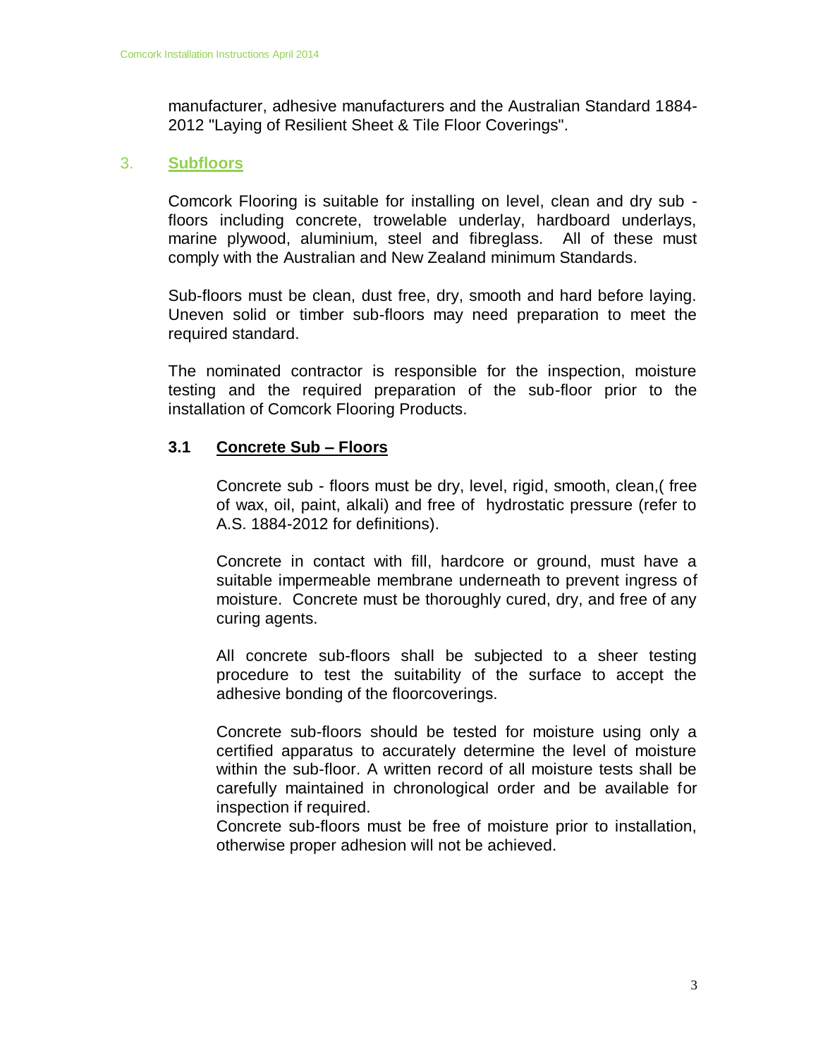manufacturer, adhesive manufacturers and the Australian Standard 1884-2012 "Laying of Resilient Sheet & Tile Floor Coverings".

## 3. Subfloors

Comcork Flooring is suitable for installing on level, clean and dry sub - floors including concrete, trowelable underlay, hardboard underlays, marine plywood, aluminium, steel and fibreglass. All of these must comply with the Australian and New Zealand minimum Standards.

Sub-floors must be clean, dust free, dry, smooth and hard before laying. Uneven solid or timber sub-floors may need preparation to meet the required standard.

The nominated contractor is responsible for the inspection, moisture testing and the required preparation of the sub-floor prior to the installation of Comcork Flooring Products.

### 3.1 Concrete Sub – Floors

Concrete sub - floors must be dry, level, rigid, smooth, clean,( free of wax, oil, paint, alkali) and free of hydrostatic pressure (refer to A.S. 1884-2012 for definitions).

Concrete in contact with fill, hardcore or ground, must have a suitable impermeable membrane underneath to prevent ingress of moisture. Concrete must be thoroughly cured, dry, and free of any curing agents.

All concrete sub-floors shall be subjected to a sheer testing procedure to test the suitability of the surface to accept the adhesive bonding of the floorcoverings.

Concrete sub-floors should be tested for moisture using only a certified apparatus to accurately determine the level of moisture within the sub-floor. A written record of all moisture tests shall be carefully maintained in chronological order and be available for inspection if required.
Concrete sub-floors must be free of moisture prior to installation, otherwise proper adhesion will not be achieved.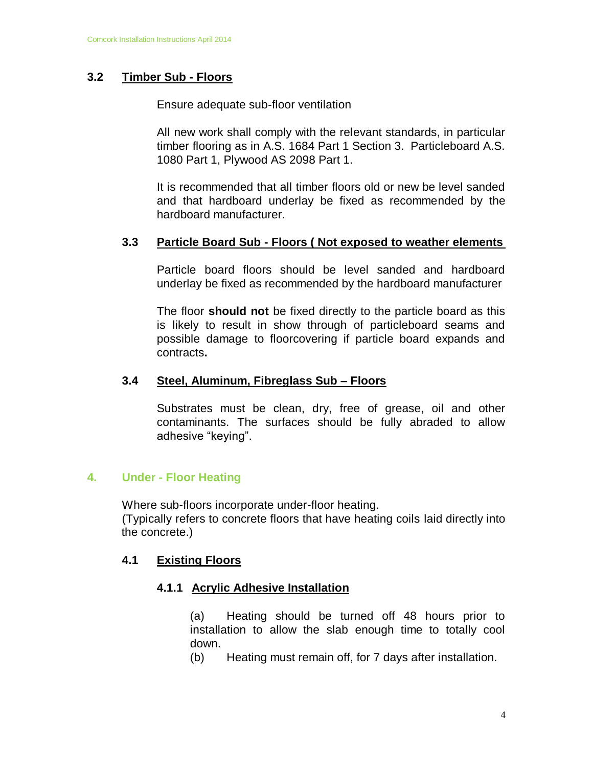### 3.2 Timber Sub - Floors

Ensure adequate sub-floor ventilation

All new work shall comply with the relevant standards, in particular timber flooring as in A.S. 1684 Part 1 Section 3. Particleboard A.S. 1080 Part 1, Plywood AS 2098 Part 1.

It is recommended that all timber floors old or new be level sanded and that hardboard underlay be fixed as recommended by the hardboard manufacturer.

### 3.3 Particle Board Sub - Floors ( Not exposed to weather elements

Particle board floors should be level sanded and hardboard underlay be fixed as recommended by the hardboard manufacturer

The floor **should not** be fixed directly to the particle board as this is likely to result in show through of particleboard seams and possible damage to floorcovering if particle board expands and contracts**.**

### 3.4 Steel, Aluminum, Fibreglass Sub – Floors

Substrates must be clean, dry, free of grease, oil and other contaminants. The surfaces should be fully abraded to allow adhesive "keying".

## 4. Under - Floor Heating

Where sub-floors incorporate under-floor heating.
(Typically refers to concrete floors that have heating coils laid directly into the concrete.)

### 4.1 Existing Floors

#### 4.1.1 Acrylic Adhesive Installation

(a) Heating should be turned off 48 hours prior to installation to allow the slab enough time to totally cool down.
(b) Heating must remain off, for 7 days after installation.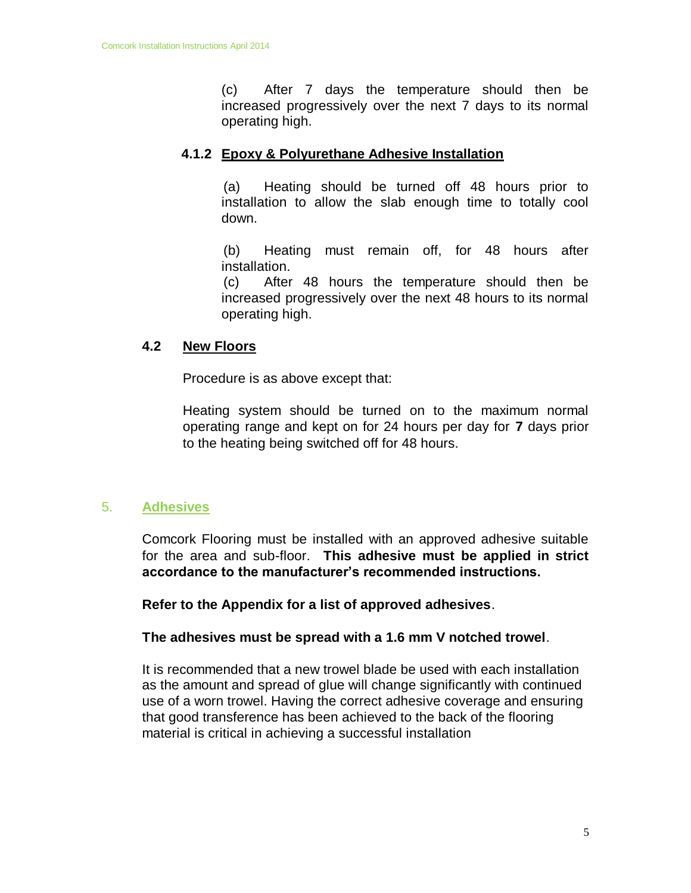(c) After 7 days the temperature should then be increased progressively over the next 7 days to its normal operating high.

#### 4.1.2 Epoxy & Polyurethane Adhesive Installation

(a) Heating should be turned off 48 hours prior to installation to allow the slab enough time to totally cool down.

(b) Heating must remain off, for 48 hours after installation.

(c) After 48 hours the temperature should then be increased progressively over the next 48 hours to its normal operating high.

### 4.2 New Floors

Procedure is as above except that:

Heating system should be turned on to the maximum normal operating range and kept on for 24 hours per day for **7** days prior to the heating being switched off for 48 hours.

## 5. Adhesives

Comcork Flooring must be installed with an approved adhesive suitable for the area and sub-floor. **This adhesive must be applied in strict accordance to the manufacturer's recommended instructions.**

**Refer to the Appendix for a list of approved adhesives**.

**The adhesives must be spread with a 1.6 mm V notched trowel**.

It is recommended that a new trowel blade be used with each installation as the amount and spread of glue will change significantly with continued use of a worn trowel. Having the correct adhesive coverage and ensuring that good transference has been achieved to the back of the flooring material is critical in achieving a successful installation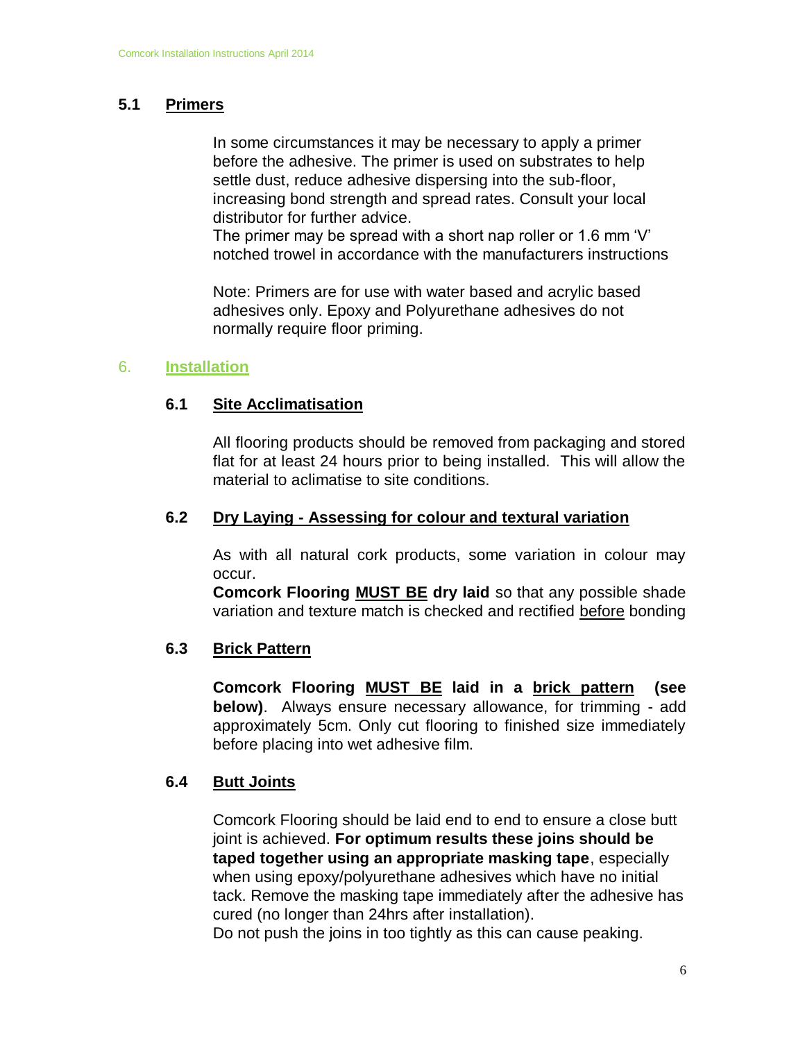### 5.1 Primers

In some circumstances it may be necessary to apply a primer before the adhesive. The primer is used on substrates to help settle dust, reduce adhesive dispersing into the sub-floor, increasing bond strength and spread rates. Consult your local distributor for further advice.
The primer may be spread with a short nap roller or 1.6 mm 'V' notched trowel in accordance with the manufacturers instructions

Note: Primers are for use with water based and acrylic based adhesives only. Epoxy and Polyurethane adhesives do not normally require floor priming.

## 6. Installation

### 6.1 Site Acclimatisation

All flooring products should be removed from packaging and stored flat for at least 24 hours prior to being installed. This will allow the material to aclimatise to site conditions.

### 6.2 Dry Laying - Assessing for colour and textural variation

As with all natural cork products, some variation in colour may occur.
**Comcork Flooring MUST BE dry laid** so that any possible shade variation and texture match is checked and rectified before bonding

### 6.3 Brick Pattern

**Comcork Flooring MUST BE laid in a brick pattern (see below)**. Always ensure necessary allowance, for trimming - add approximately 5cm. Only cut flooring to finished size immediately before placing into wet adhesive film.

### 6.4 Butt Joints

Comcork Flooring should be laid end to end to ensure a close butt joint is achieved. **For optimum results these joins should be taped together using an appropriate masking tape**, especially when using epoxy/polyurethane adhesives which have no initial tack. Remove the masking tape immediately after the adhesive has cured (no longer than 24hrs after installation).
Do not push the joins in too tightly as this can cause peaking.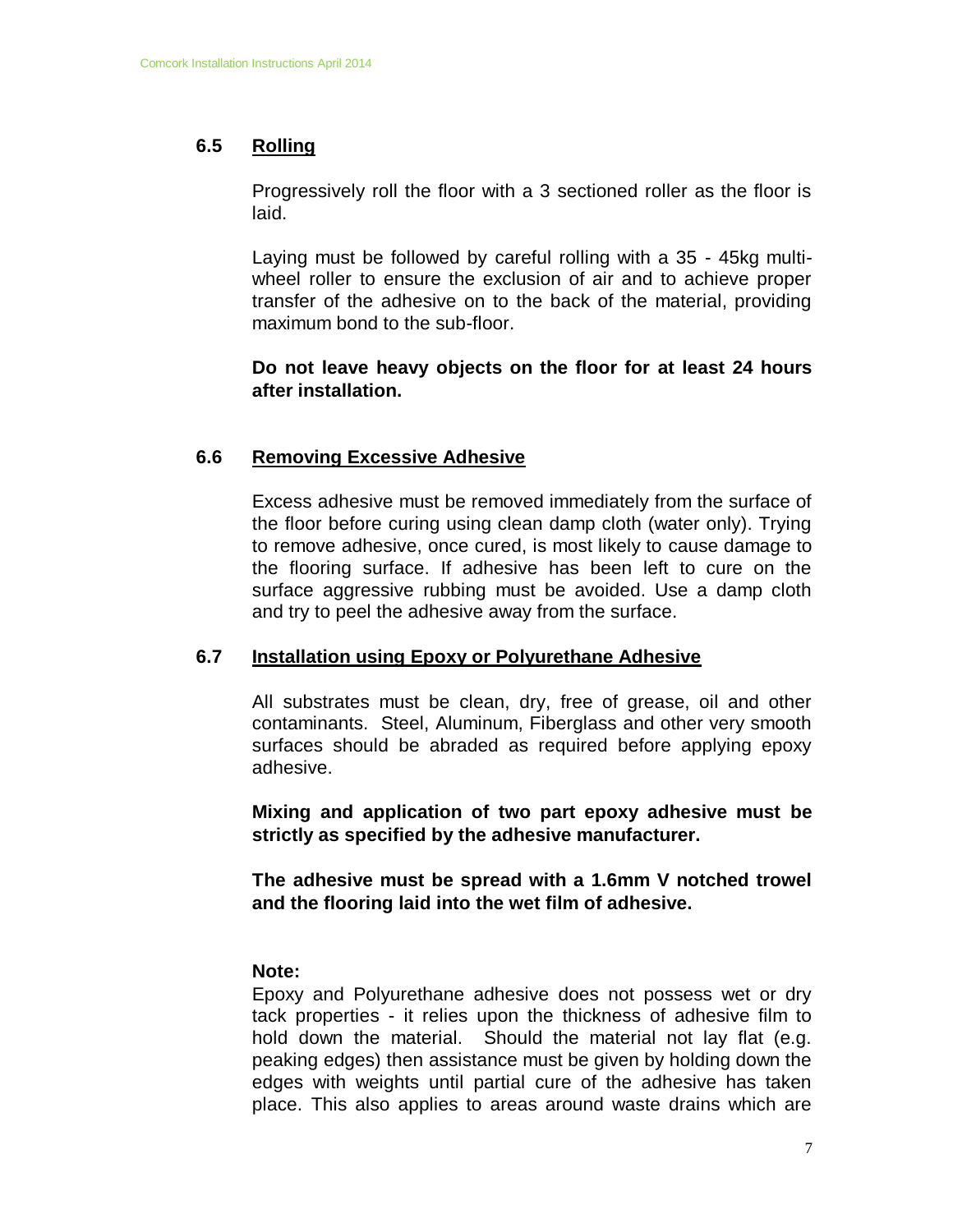## 6.5 Rolling

Progressively roll the floor with a 3 sectioned roller as the floor is laid.

Laying must be followed by careful rolling with a 35 - 45kg multi-wheel roller to ensure the exclusion of air and to achieve proper transfer of the adhesive on to the back of the material, providing maximum bond to the sub-floor.

**Do not leave heavy objects on the floor for at least 24 hours after installation.**

## 6.6 Removing Excessive Adhesive

Excess adhesive must be removed immediately from the surface of the floor before curing using clean damp cloth (water only). Trying to remove adhesive, once cured, is most likely to cause damage to the flooring surface. If adhesive has been left to cure on the surface aggressive rubbing must be avoided. Use a damp cloth and try to peel the adhesive away from the surface.

## 6.7 Installation using Epoxy or Polyurethane Adhesive

All substrates must be clean, dry, free of grease, oil and other contaminants. Steel, Aluminum, Fiberglass and other very smooth surfaces should be abraded as required before applying epoxy adhesive.

**Mixing and application of two part epoxy adhesive must be strictly as specified by the adhesive manufacturer.**

**The adhesive must be spread with a 1.6mm V notched trowel and the flooring laid into the wet film of adhesive.**

**Note:**
Epoxy and Polyurethane adhesive does not possess wet or dry tack properties - it relies upon the thickness of adhesive film to hold down the material. Should the material not lay flat (e.g. peaking edges) then assistance must be given by holding down the edges with weights until partial cure of the adhesive has taken place. This also applies to areas around waste drains which are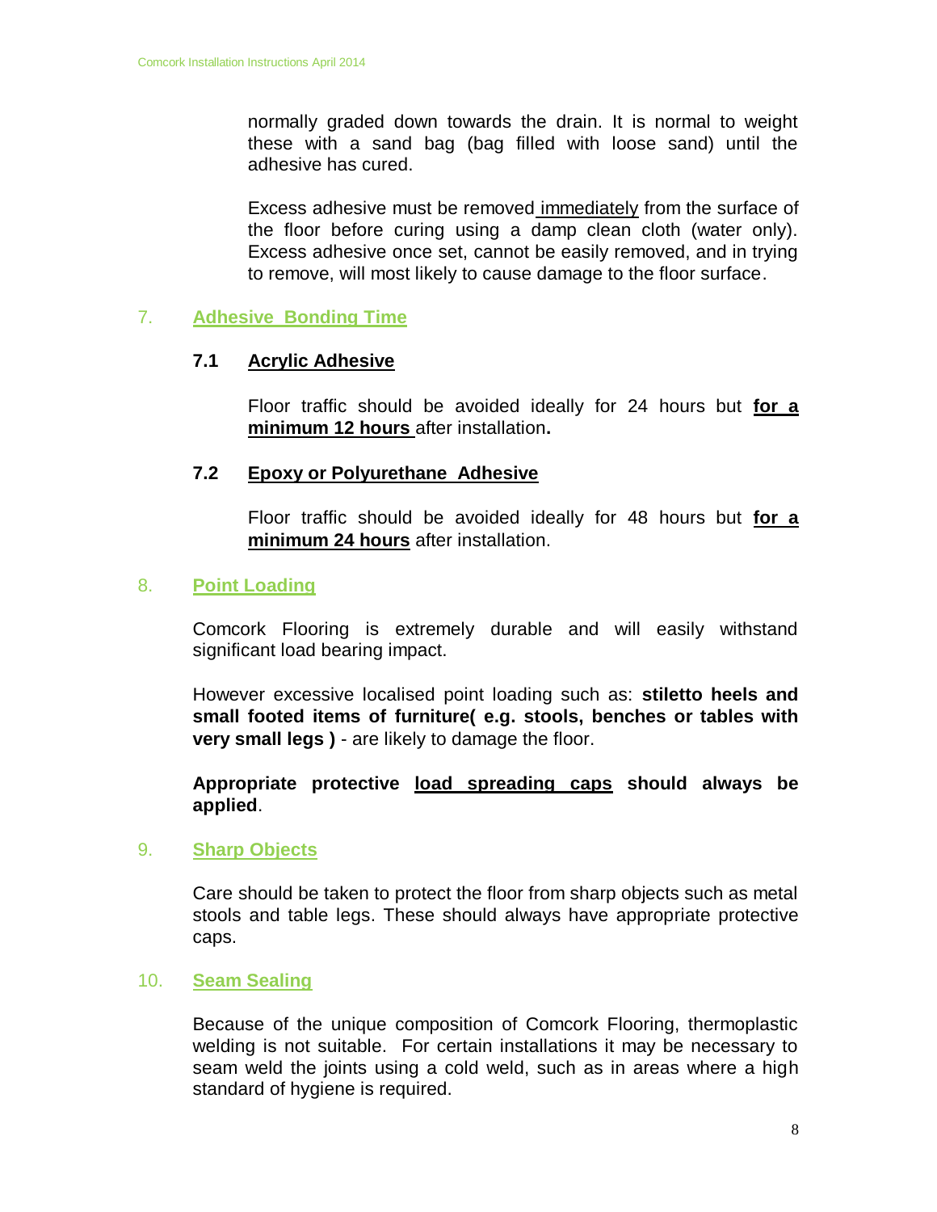normally graded down towards the drain. It is normal to weight these with a sand bag (bag filled with loose sand) until the adhesive has cured.

Excess adhesive must be removed immediately from the surface of the floor before curing using a damp clean cloth (water only). Excess adhesive once set, cannot be easily removed, and in trying to remove, will most likely to cause damage to the floor surface.

## 7. Adhesive Bonding Time

### 7.1 Acrylic Adhesive

Floor traffic should be avoided ideally for 24 hours but **for a minimum 12 hours** after installation**.**

### 7.2 Epoxy or Polyurethane Adhesive

Floor traffic should be avoided ideally for 48 hours but **for a minimum 24 hours** after installation.

## 8. Point Loading

Comcork Flooring is extremely durable and will easily withstand significant load bearing impact.

However excessive localised point loading such as: **stiletto heels and small footed items of furniture( e.g. stools, benches or tables with very small legs )** - are likely to damage the floor.

**Appropriate protective load spreading caps should always be applied**.

## 9. Sharp Objects

Care should be taken to protect the floor from sharp objects such as metal stools and table legs. These should always have appropriate protective caps.

## 10. Seam Sealing

Because of the unique composition of Comcork Flooring, thermoplastic welding is not suitable. For certain installations it may be necessary to seam weld the joints using a cold weld, such as in areas where a high standard of hygiene is required.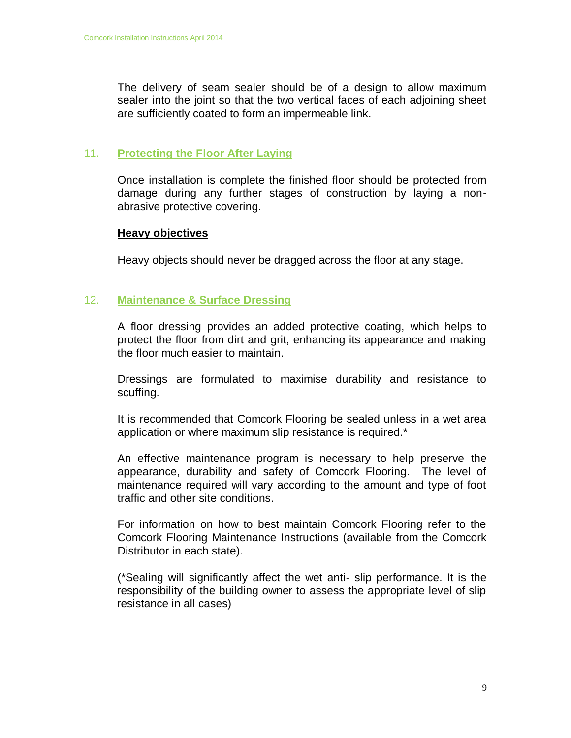The delivery of seam sealer should be of a design to allow maximum sealer into the joint so that the two vertical faces of each adjoining sheet are sufficiently coated to form an impermeable link.

## 11. Protecting the Floor After Laying

Once installation is complete the finished floor should be protected from damage during any further stages of construction by laying a non-abrasive protective covering.

### Heavy objectives

Heavy objects should never be dragged across the floor at any stage.

## 12. Maintenance & Surface Dressing

A floor dressing provides an added protective coating, which helps to protect the floor from dirt and grit, enhancing its appearance and making the floor much easier to maintain.

Dressings are formulated to maximise durability and resistance to scuffing.

It is recommended that Comcork Flooring be sealed unless in a wet area application or where maximum slip resistance is required.*

An effective maintenance program is necessary to help preserve the appearance, durability and safety of Comcork Flooring. The level of maintenance required will vary according to the amount and type of foot traffic and other site conditions.

For information on how to best maintain Comcork Flooring refer to the Comcork Flooring Maintenance Instructions (available from the Comcork Distributor in each state).

(*Sealing will significantly affect the wet anti- slip performance. It is the responsibility of the building owner to assess the appropriate level of slip resistance in all cases)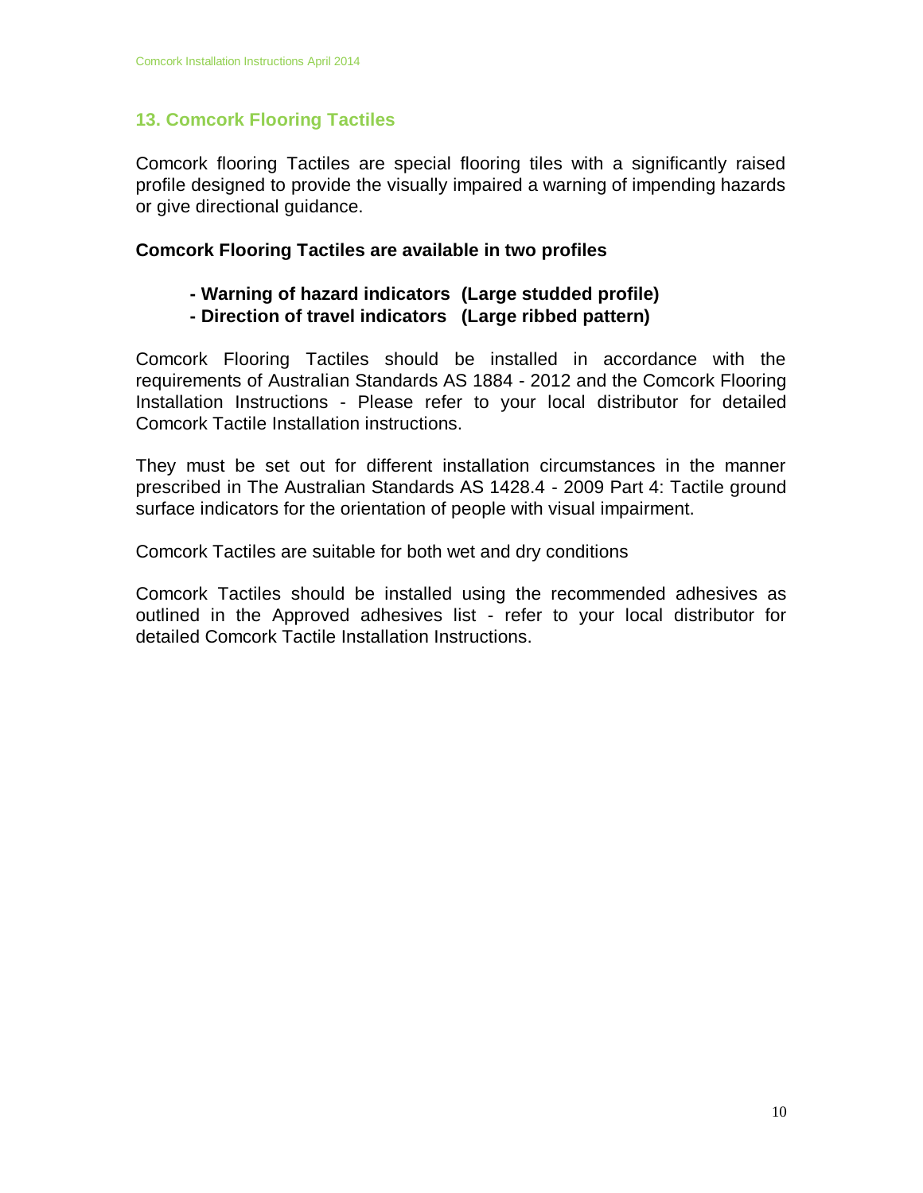## 13. Comcork Flooring Tactiles

Comcork flooring Tactiles are special flooring tiles with a significantly raised profile designed to provide the visually impaired a warning of impending hazards or give directional guidance.

**Comcork Flooring Tactiles are available in two profiles**

- **Warning of hazard indicators (Large studded profile)**
- **Direction of travel indicators (Large ribbed pattern)**

Comcork Flooring Tactiles should be installed in accordance with the requirements of Australian Standards AS 1884 - 2012 and the Comcork Flooring Installation Instructions - Please refer to your local distributor for detailed Comcork Tactile Installation instructions.

They must be set out for different installation circumstances in the manner prescribed in The Australian Standards AS 1428.4 - 2009 Part 4: Tactile ground surface indicators for the orientation of people with visual impairment.

Comcork Tactiles are suitable for both wet and dry conditions

Comcork Tactiles should be installed using the recommended adhesives as outlined in the Approved adhesives list - refer to your local distributor for detailed Comcork Tactile Installation Instructions.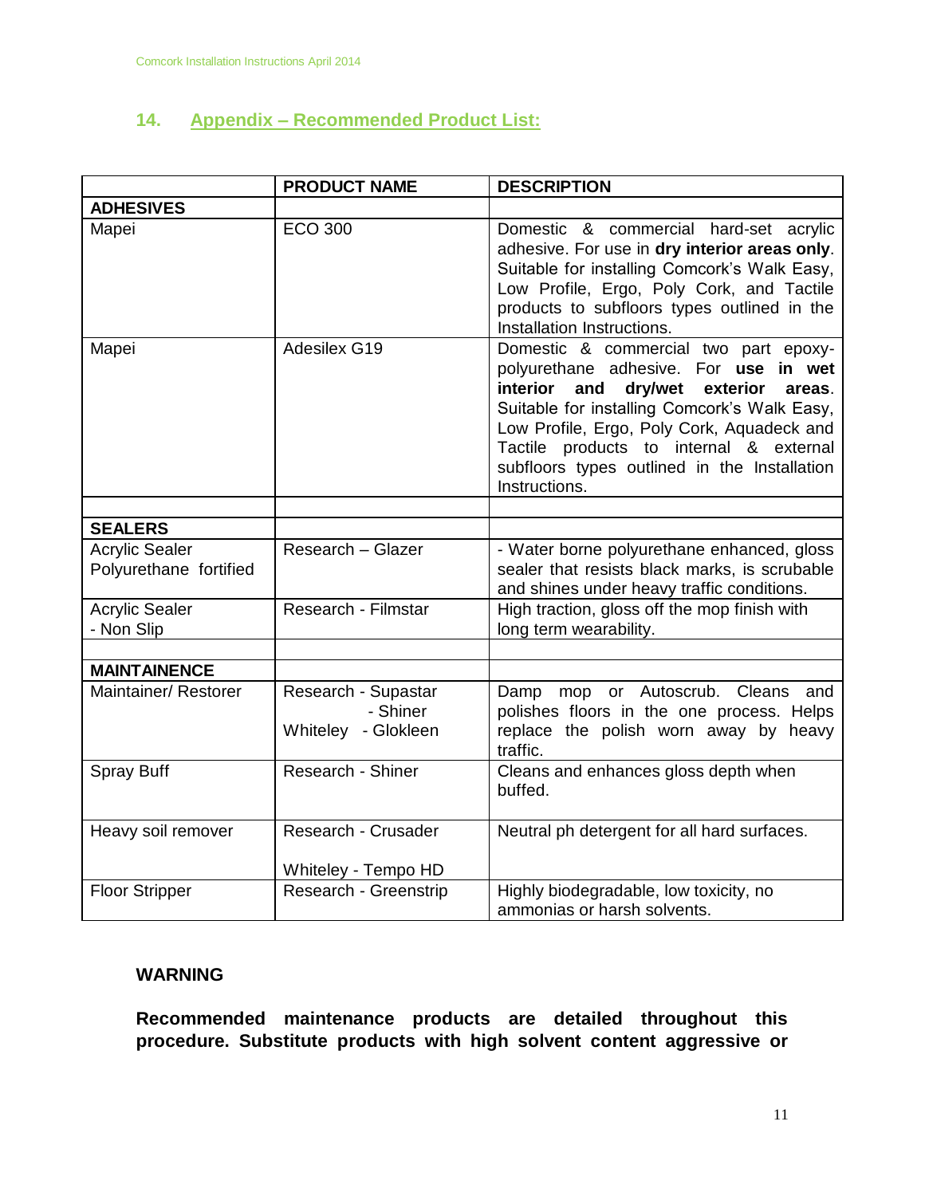## 14. Appendix – Recommended Product List:

| | PRODUCT NAME | DESCRIPTION |
|---|---|---|
| **ADHESIVES** | | |
| Mapei | ECO 300 | Domestic & commercial hard-set acrylic adhesive. For use in **dry interior areas only**. Suitable for installing Comcork's Walk Easy, Low Profile, Ergo, Poly Cork, and Tactile products to subfloors types outlined in the Installation Instructions. |
| Mapei | Adesilex G19 | Domestic & commercial two part epoxy-polyurethane adhesive. For **use in wet interior and dry/wet exterior areas**. Suitable for installing Comcork's Walk Easy, Low Profile, Ergo, Poly Cork, Aquadeck and Tactile products to internal & external subfloors types outlined in the Installation Instructions. |
| | | |
| **SEALERS** | | |
| Acrylic Sealer Polyurethane fortified | Research – Glazer | - Water borne polyurethane enhanced, gloss sealer that resists black marks, is scrubable and shines under heavy traffic conditions. |
| Acrylic Sealer - Non Slip | Research - Filmstar | High traction, gloss off the mop finish with long term wearability. |
| | | |
| **MAINTAINENCE** | | |
| Maintainer/ Restorer | Research - Supastar - Shiner Whiteley - Glokleen | Damp mop or Autoscrub. Cleans and polishes floors in the one process. Helps replace the polish worn away by heavy traffic. |
| Spray Buff | Research - Shiner | Cleans and enhances gloss depth when buffed. |
| Heavy soil remover | Research - Crusader Whiteley - Tempo HD | Neutral ph detergent for all hard surfaces. |
| Floor Stripper | Research - Greenstrip | Highly biodegradable, low toxicity, no ammonias or harsh solvents. |

**WARNING**

**Recommended maintenance products are detailed throughout this procedure. Substitute products with high solvent content aggressive or**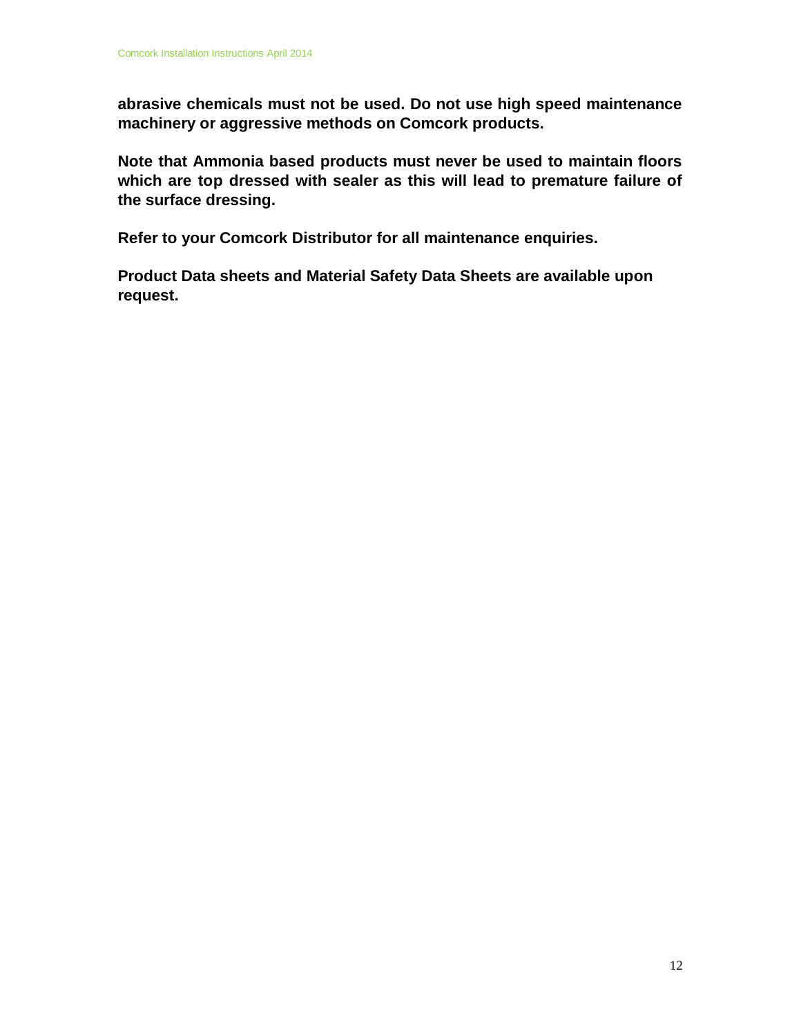**abrasive chemicals must not be used. Do not use high speed maintenance machinery or aggressive methods on Comcork products.**

**Note that Ammonia based products must never be used to maintain floors which are top dressed with sealer as this will lead to premature failure of the surface dressing.**

**Refer to your Comcork Distributor for all maintenance enquiries.**

**Product Data sheets and Material Safety Data Sheets are available upon request.**